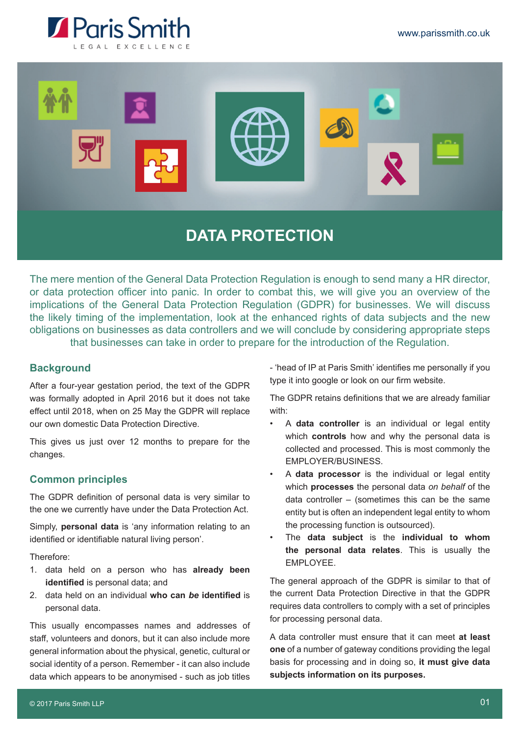# DATA PROTECTION

The mere mention of the General Data Protection Regulation is enough to send many a HR director, or data protection officer into panic. In order to combat this, we will give you an overview of the implications of the General Data Protection Regulation (GDPR) for businesses. We will discuss the likely timing of the implementation, look at the enhanced rights of data subjects and the new obligations on businesses as data controllers and we will conclude by considering appropriate steps that businesses can take in order to prepare for the introduction of the Regulation.

## Background

After a four-year gestation period, the text of the GDPR was formally adopted in April 2016 but it does not take effect until 2018, when on 25 May the GDPR will replace our own domestic Data Protection Directive.

This gives us just over 12 months to prepare for the changes.

## Common principles

The GDPR definition of personal data is very similar to the one we currently have under the Data Protection Act.

Simply, **personal data** is 'any information relating to an identified or identifiable natural living person'.

Therefore:

1. data held on a person who has **already been identified** is personal data; and
2. data held on an individual **who can *be* identified** is personal data.

This usually encompasses names and addresses of staff, volunteers and donors, but it can also include more general information about the physical, genetic, cultural or social identity of a person. Remember - it can also include data which appears to be anonymised - such as job titles - 'head of IP at Paris Smith' identifies me personally if you type it into google or look on our firm website.

The GDPR retains definitions that we are already familiar with:

- A **data controller** is an individual or legal entity which **controls** how and why the personal data is collected and processed. This is most commonly the EMPLOYER/BUSINESS.
- A **data processor** is the individual or legal entity which **processes** the personal data *on behalf* of the data controller – (sometimes this can be the same entity but is often an independent legal entity to whom the processing function is outsourced).
- The **data subject** is the **individual to whom the personal data relates**. This is usually the EMPLOYEE.

The general approach of the GDPR is similar to that of the current Data Protection Directive in that the GDPR requires data controllers to comply with a set of principles for processing personal data.

A data controller must ensure that it can meet **at least one** of a number of gateway conditions providing the legal basis for processing and in doing so, **it must give data subjects information on its purposes.**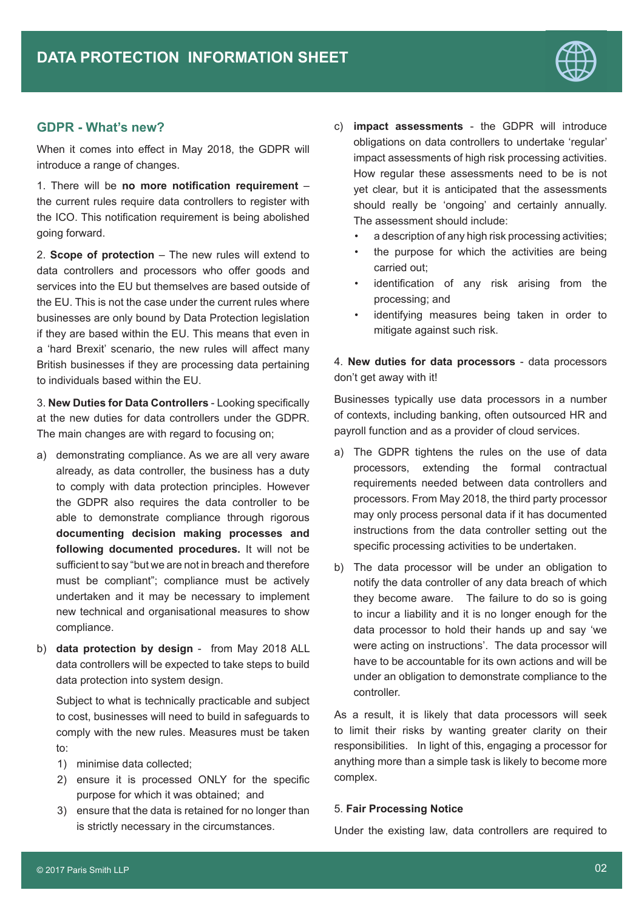## GDPR - What's new?

When it comes into effect in May 2018, the GDPR will introduce a range of changes.

1. There will be **no more notification requirement** – the current rules require data controllers to register with the ICO. This notification requirement is being abolished going forward.

2. **Scope of protection** – The new rules will extend to data controllers and processors who offer goods and services into the EU but themselves are based outside of the EU. This is not the case under the current rules where businesses are only bound by Data Protection legislation if they are based within the EU. This means that even in a 'hard Brexit' scenario, the new rules will affect many British businesses if they are processing data pertaining to individuals based within the EU.

3. **New Duties for Data Controllers** - Looking specifically at the new duties for data controllers under the GDPR. The main changes are with regard to focusing on;

a) demonstrating compliance. As we are all very aware already, as data controller, the business has a duty to comply with data protection principles. However the GDPR also requires the data controller to be able to demonstrate compliance through rigorous **documenting decision making processes and following documented procedures.** It will not be sufficient to say "but we are not in breach and therefore must be compliant"; compliance must be actively undertaken and it may be necessary to implement new technical and organisational measures to show compliance.

b) **data protection by design** - from May 2018 ALL data controllers will be expected to take steps to build data protection into system design.

   Subject to what is technically practicable and subject to cost, businesses will need to build in safeguards to comply with the new rules. Measures must be taken to:

   1) minimise data collected;
   2) ensure it is processed ONLY for the specific purpose for which it was obtained; and
   3) ensure that the data is retained for no longer than is strictly necessary in the circumstances.

c) **impact assessments** - the GDPR will introduce obligations on data controllers to undertake 'regular' impact assessments of high risk processing activities. How regular these assessments need to be is not yet clear, but it is anticipated that the assessments should really be 'ongoing' and certainly annually. The assessment should include:

   - a description of any high risk processing activities;
   - the purpose for which the activities are being carried out;
   - identification of any risk arising from the processing; and
   - identifying measures being taken in order to mitigate against such risk.

4. **New duties for data processors** - data processors don't get away with it!

Businesses typically use data processors in a number of contexts, including banking, often outsourced HR and payroll function and as a provider of cloud services.

a) The GDPR tightens the rules on the use of data processors, extending the formal contractual requirements needed between data controllers and processors. From May 2018, the third party processor may only process personal data if it has documented instructions from the data controller setting out the specific processing activities to be undertaken.

b) The data processor will be under an obligation to notify the data controller of any data breach of which they become aware. The failure to do so is going to incur a liability and it is no longer enough for the data processor to hold their hands up and say 'we were acting on instructions'. The data processor will have to be accountable for its own actions and will be under an obligation to demonstrate compliance to the controller.

As a result, it is likely that data processors will seek to limit their risks by wanting greater clarity on their responsibilities. In light of this, engaging a processor for anything more than a simple task is likely to become more complex.

5. **Fair Processing Notice**

Under the existing law, data controllers are required to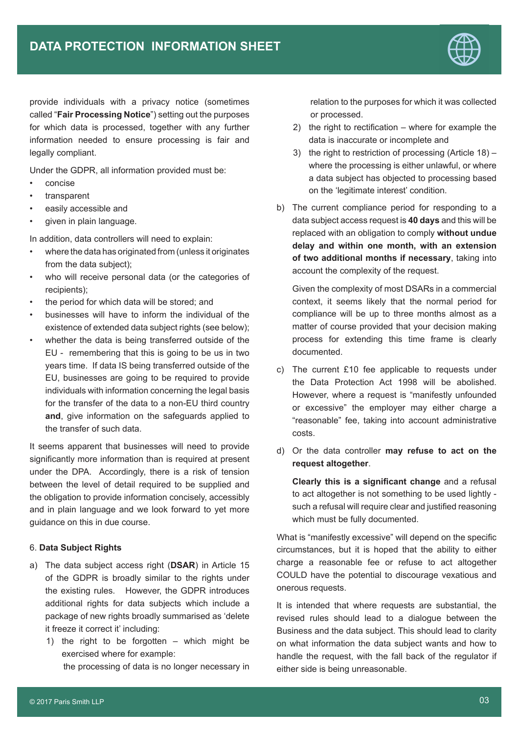provide individuals with a privacy notice (sometimes called "**Fair Processing Notice**") setting out the purposes for which data is processed, together with any further information needed to ensure processing is fair and legally compliant.

Under the GDPR, all information provided must be:

- concise
- transparent
- easily accessible and
- given in plain language.

In addition, data controllers will need to explain:

- where the data has originated from (unless it originates from the data subject);
- who will receive personal data (or the categories of recipients);
- the period for which data will be stored; and
- businesses will have to inform the individual of the existence of extended data subject rights (see below);
- whether the data is being transferred outside of the EU - remembering that this is going to be us in two years time. If data IS being transferred outside of the EU, businesses are going to be required to provide individuals with information concerning the legal basis for the transfer of the data to a non-EU third country **and**, give information on the safeguards applied to the transfer of such data.

It seems apparent that businesses will need to provide significantly more information than is required at present under the DPA. Accordingly, there is a risk of tension between the level of detail required to be supplied and the obligation to provide information concisely, accessibly and in plain language and we look forward to yet more guidance on this in due course.

6. **Data Subject Rights**

a) The data subject access right (**DSAR**) in Article 15 of the GDPR is broadly similar to the rights under the existing rules. However, the GDPR introduces additional rights for data subjects which include a package of new rights broadly summarised as 'delete it freeze it correct it' including:

   1) the right to be forgotten – which might be exercised where for example:
      the processing of data is no longer necessary in relation to the purposes for which it was collected or processed.
   2) the right to rectification – where for example the data is inaccurate or incomplete and
   3) the right to restriction of processing (Article 18) – where the processing is either unlawful, or where a data subject has objected to processing based on the 'legitimate interest' condition.

b) The current compliance period for responding to a data subject access request is **40 days** and this will be replaced with an obligation to comply **without undue delay and within one month, with an extension of two additional months if necessary**, taking into account the complexity of the request.

   Given the complexity of most DSARs in a commercial context, it seems likely that the normal period for compliance will be up to three months almost as a matter of course provided that your decision making process for extending this time frame is clearly documented.

c) The current £10 fee applicable to requests under the Data Protection Act 1998 will be abolished. However, where a request is "manifestly unfounded or excessive" the employer may either charge a "reasonable" fee, taking into account administrative costs.

d) Or the data controller **may refuse to act on the request altogether**.

   **Clearly this is a significant change** and a refusal to act altogether is not something to be used lightly - such a refusal will require clear and justified reasoning which must be fully documented.

What is "manifestly excessive" will depend on the specific circumstances, but it is hoped that the ability to either charge a reasonable fee or refuse to act altogether COULD have the potential to discourage vexatious and onerous requests.

It is intended that where requests are substantial, the revised rules should lead to a dialogue between the Business and the data subject. This should lead to clarity on what information the data subject wants and how to handle the request, with the fall back of the regulator if either side is being unreasonable.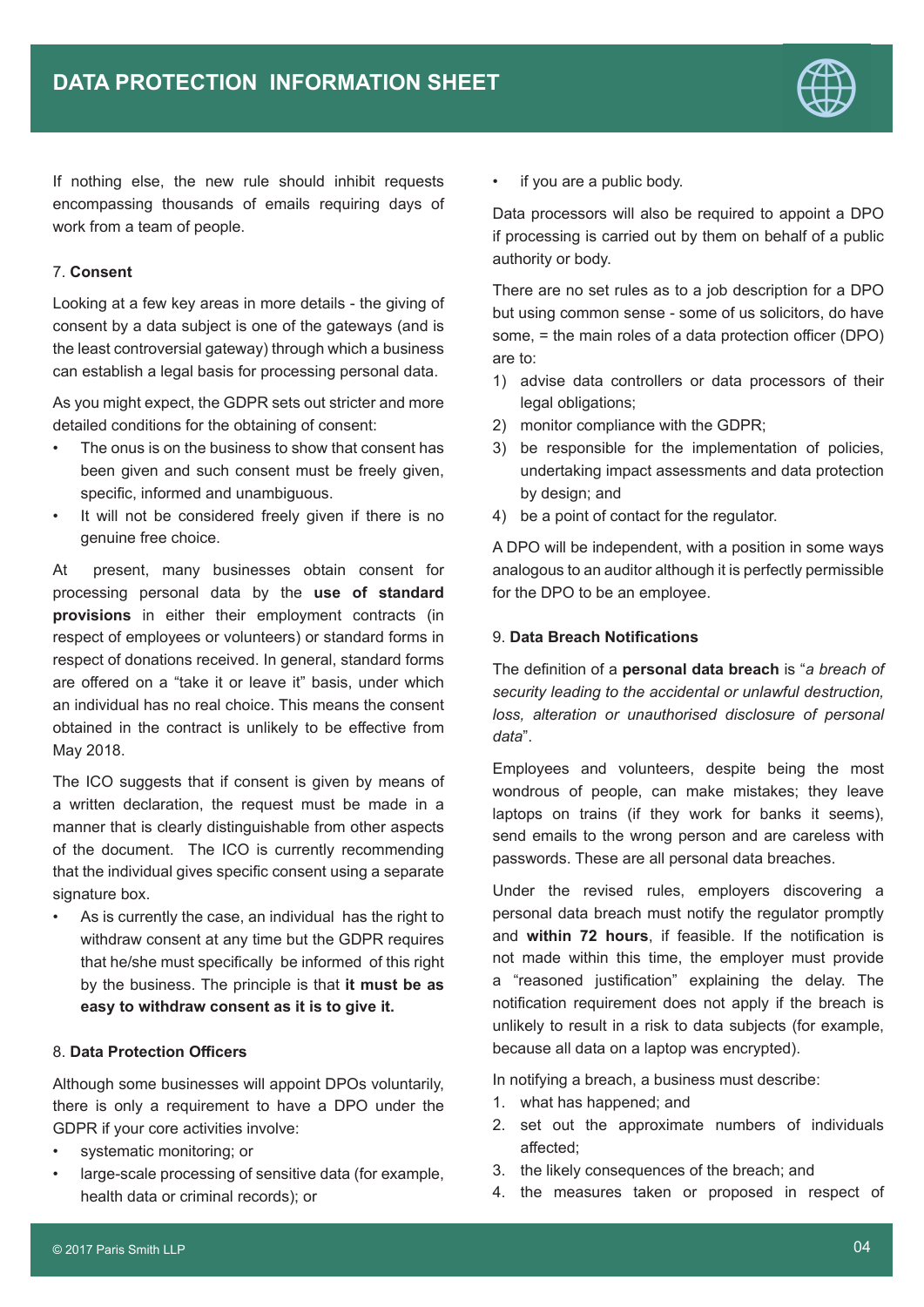If nothing else, the new rule should inhibit requests encompassing thousands of emails requiring days of work from a team of people.

## 7. **Consent**

Looking at a few key areas in more details - the giving of consent by a data subject is one of the gateways (and is the least controversial gateway) through which a business can establish a legal basis for processing personal data.

As you might expect, the GDPR sets out stricter and more detailed conditions for the obtaining of consent:

- The onus is on the business to show that consent has been given and such consent must be freely given, specific, informed and unambiguous.
- It will not be considered freely given if there is no genuine free choice.

At present, many businesses obtain consent for processing personal data by the **use of standard provisions** in either their employment contracts (in respect of employees or volunteers) or standard forms in respect of donations received. In general, standard forms are offered on a "take it or leave it" basis, under which an individual has no real choice. This means the consent obtained in the contract is unlikely to be effective from May 2018.

The ICO suggests that if consent is given by means of a written declaration, the request must be made in a manner that is clearly distinguishable from other aspects of the document. The ICO is currently recommending that the individual gives specific consent using a separate signature box.

- As is currently the case, an individual has the right to withdraw consent at any time but the GDPR requires that he/she must specifically be informed of this right by the business. The principle is that **it must be as easy to withdraw consent as it is to give it.**

## 8. **Data Protection Officers**

Although some businesses will appoint DPOs voluntarily, there is only a requirement to have a DPO under the GDPR if your core activities involve:

- systematic monitoring; or
- large-scale processing of sensitive data (for example, health data or criminal records); or
- if you are a public body.

Data processors will also be required to appoint a DPO if processing is carried out by them on behalf of a public authority or body.

There are no set rules as to a job description for a DPO but using common sense - some of us solicitors, do have some, = the main roles of a data protection officer (DPO) are to:

1) advise data controllers or data processors of their legal obligations;
2) monitor compliance with the GDPR;
3) be responsible for the implementation of policies, undertaking impact assessments and data protection by design; and
4) be a point of contact for the regulator.

A DPO will be independent, with a position in some ways analogous to an auditor although it is perfectly permissible for the DPO to be an employee.

## 9. **Data Breach Notifications**

The definition of a **personal data breach** is "*a breach of security leading to the accidental or unlawful destruction, loss, alteration or unauthorised disclosure of personal data*".

Employees and volunteers, despite being the most wondrous of people, can make mistakes; they leave laptops on trains (if they work for banks it seems), send emails to the wrong person and are careless with passwords. These are all personal data breaches.

Under the revised rules, employers discovering a personal data breach must notify the regulator promptly and **within 72 hours**, if feasible. If the notification is not made within this time, the employer must provide a "reasoned justification" explaining the delay. The notification requirement does not apply if the breach is unlikely to result in a risk to data subjects (for example, because all data on a laptop was encrypted).

In notifying a breach, a business must describe:

1. what has happened; and
2. set out the approximate numbers of individuals affected;
3. the likely consequences of the breach; and
4. the measures taken or proposed in respect of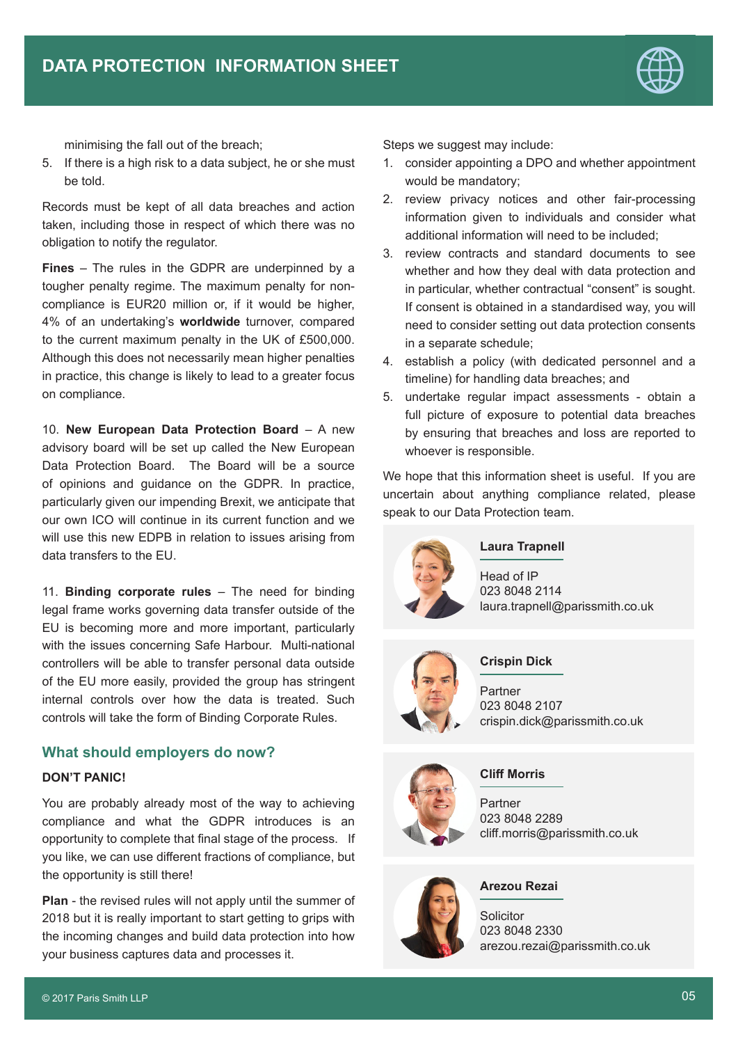minimising the fall out of the breach;

5. If there is a high risk to a data subject, he or she must be told.

Records must be kept of all data breaches and action taken, including those in respect of which there was no obligation to notify the regulator.

**Fines** – The rules in the GDPR are underpinned by a tougher penalty regime. The maximum penalty for non-compliance is EUR20 million or, if it would be higher, 4% of an undertaking's **worldwide** turnover, compared to the current maximum penalty in the UK of £500,000. Although this does not necessarily mean higher penalties in practice, this change is likely to lead to a greater focus on compliance.

10. **New European Data Protection Board** – A new advisory board will be set up called the New European Data Protection Board. The Board will be a source of opinions and guidance on the GDPR. In practice, particularly given our impending Brexit, we anticipate that our own ICO will continue in its current function and we will use this new EDPB in relation to issues arising from data transfers to the EU.

11. **Binding corporate rules** – The need for binding legal frame works governing data transfer outside of the EU is becoming more and more important, particularly with the issues concerning Safe Harbour. Multi-national controllers will be able to transfer personal data outside of the EU more easily, provided the group has stringent internal controls over how the data is treated. Such controls will take the form of Binding Corporate Rules.

## What should employers do now?

**DON'T PANIC!**

You are probably already most of the way to achieving compliance and what the GDPR introduces is an opportunity to complete that final stage of the process. If you like, we can use different fractions of compliance, but the opportunity is still there!

**Plan** - the revised rules will not apply until the summer of 2018 but it is really important to start getting to grips with the incoming changes and build data protection into how your business captures data and processes it.

Steps we suggest may include:

1. consider appointing a DPO and whether appointment would be mandatory;
2. review privacy notices and other fair-processing information given to individuals and consider what additional information will need to be included;
3. review contracts and standard documents to see whether and how they deal with data protection and in particular, whether contractual "consent" is sought. If consent is obtained in a standardised way, you will need to consider setting out data protection consents in a separate schedule;
4. establish a policy (with dedicated personnel and a timeline) for handling data breaches; and
5. undertake regular impact assessments - obtain a full picture of exposure to potential data breaches by ensuring that breaches and loss are reported to whoever is responsible.

We hope that this information sheet is useful. If you are uncertain about anything compliance related, please speak to our Data Protection team.

**Laura Trapnell**
Head of IP
023 8048 2114
laura.trapnell@parissmith.co.uk

**Crispin Dick**
Partner
023 8048 2107
crispin.dick@parissmith.co.uk

**Cliff Morris**
Partner
023 8048 2289
cliff.morris@parissmith.co.uk

**Arezou Rezai**
Solicitor
023 8048 2330
arezou.rezai@parissmith.co.uk